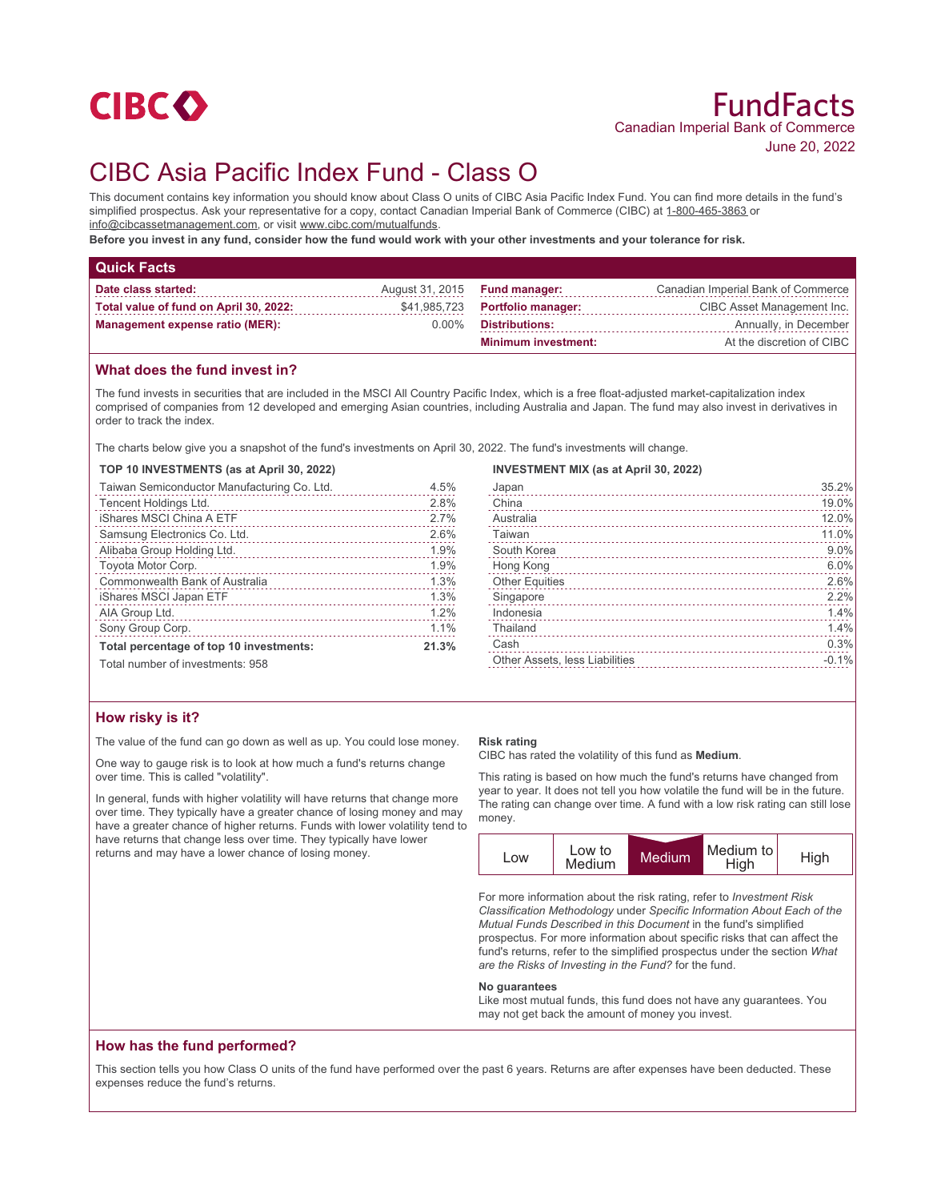CIBC

# FundFacts

Canadian Imperial Bank of Commerce

June 20, 2022

# CIBC Asia Pacific Index Fund - Class O

This document contains key information you should know about Class O units of CIBC Asia Pacific Index Fund. You can find more details in the fund's simplified prospectus. Ask your representative for a copy, contact Canadian Imperial Bank of Commerce (CIBC) at 1-800-465-3863 or info@cibcassetmanagement.com, or visit www.cibc.com/mutualfunds.

**Before you invest in any fund, consider how the fund would work with your other investments and your tolerance for risk.**

## Quick Facts

| | | | |
|---|---|---|---|
| **Date class started:** | August 31, 2015 | **Fund manager:** | Canadian Imperial Bank of Commerce |
| **Total value of fund on April 30, 2022:** | $41,985,723 | **Portfolio manager:** | CIBC Asset Management Inc. |
| **Management expense ratio (MER):** | 0.00% | **Distributions:** | Annually, in December |
| | | **Minimum investment:** | At the discretion of CIBC |

## What does the fund invest in?

The fund invests in securities that are included in the MSCI All Country Pacific Index, which is a free float-adjusted market-capitalization index comprised of companies from 12 developed and emerging Asian countries, including Australia and Japan. The fund may also invest in derivatives in order to track the index.

The charts below give you a snapshot of the fund's investments on April 30, 2022. The fund's investments will change.

**TOP 10 INVESTMENTS (as at April 30, 2022)**

| | |
|---|---|
| Taiwan Semiconductor Manufacturing Co. Ltd. | 4.5% |
| Tencent Holdings Ltd. | 2.8% |
| iShares MSCI China A ETF | 2.7% |
| Samsung Electronics Co. Ltd. | 2.6% |
| Alibaba Group Holding Ltd. | 1.9% |
| Toyota Motor Corp. | 1.9% |
| Commonwealth Bank of Australia | 1.3% |
| iShares MSCI Japan ETF | 1.3% |
| AIA Group Ltd. | 1.2% |
| Sony Group Corp. | 1.1% |
| **Total percentage of top 10 investments:** | **21.3%** |

Total number of investments: 958

**INVESTMENT MIX (as at April 30, 2022)**

| | |
|---|---|
| Japan | 35.2% |
| China | 19.0% |
| Australia | 12.0% |
| Taiwan | 11.0% |
| South Korea | 9.0% |
| Hong Kong | 6.0% |
| Other Equities | 2.6% |
| Singapore | 2.2% |
| Indonesia | 1.4% |
| Thailand | 1.4% |
| Cash | 0.3% |
| Other Assets, less Liabilities | -0.1% |

## How risky is it?

The value of the fund can go down as well as up. You could lose money.

One way to gauge risk is to look at how much a fund's returns change over time. This is called "volatility".

In general, funds with higher volatility will have returns that change more over time. They typically have a greater chance of losing money and may have a greater chance of higher returns. Funds with lower volatility tend to have returns that change less over time. They typically have lower returns and may have a lower chance of losing money.

**Risk rating**

CIBC has rated the volatility of this fund as **Medium**.

This rating is based on how much the fund's returns have changed from year to year. It does not tell you how volatile the fund will be in the future. The rating can change over time. A fund with a low risk rating can still lose money.

| Low | Low to Medium | **Medium** | Medium to High | High |
|---|---|---|---|---|

For more information about the risk rating, refer to *Investment Risk Classification Methodology* under *Specific Information About Each of the Mutual Funds Described in this Document* in the fund's simplified prospectus. For more information about specific risks that can affect the fund's returns, refer to the simplified prospectus under the section *What are the Risks of Investing in the Fund?* for the fund.

**No guarantees**

Like most mutual funds, this fund does not have any guarantees. You may not get back the amount of money you invest.

## How has the fund performed?

This section tells you how Class O units of the fund have performed over the past 6 years. Returns are after expenses have been deducted. These expenses reduce the fund's returns.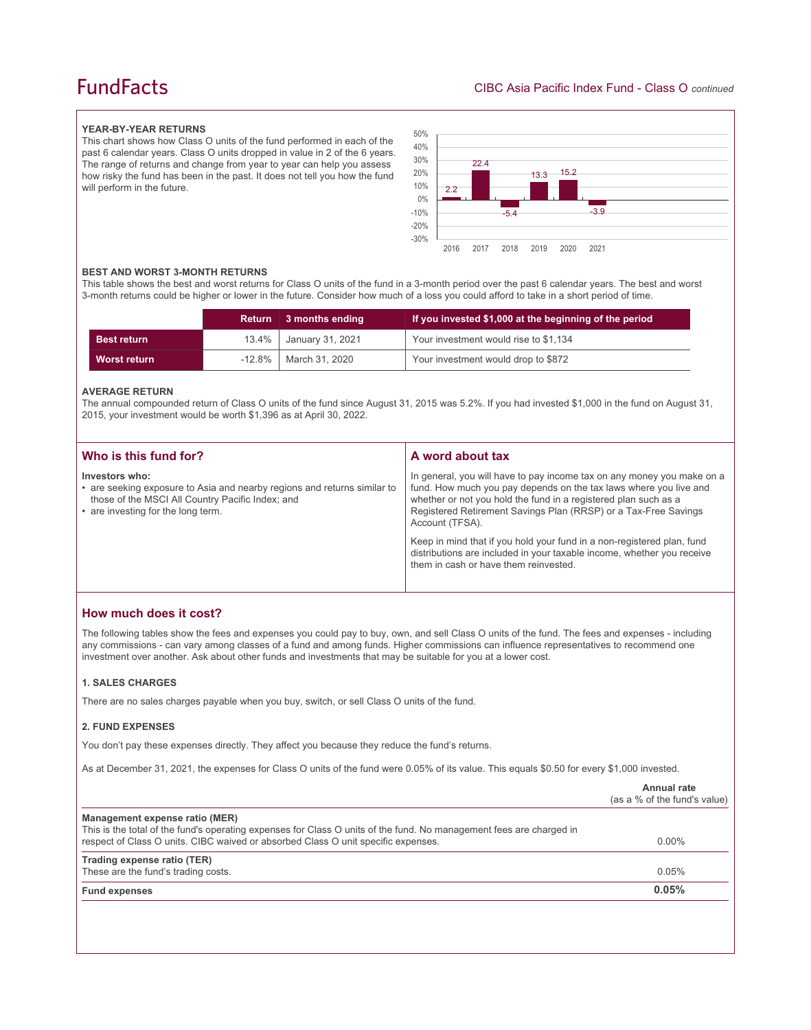### YEAR-BY-YEAR RETURNS

This chart shows how Class O units of the fund performed in each of the past 6 calendar years. Class O units dropped in value in 2 of the 6 years. The range of returns and change from year to year can help you assess how risky the fund has been in the past. It does not tell you how the fund will perform in the future.

| Year | Return (%) |
|---|---|
| 2016 | 2.2 |
| 2017 | 22.4 |
| 2018 | -5.4 |
| 2019 | 13.3 |
| 2020 | 15.2 |
| 2021 | -3.9 |

### BEST AND WORST 3-MONTH RETURNS

This table shows the best and worst returns for Class O units of the fund in a 3-month period over the past 6 calendar years. The best and worst 3-month returns could be higher or lower in the future. Consider how much of a loss you could afford to take in a short period of time.

| | Return | 3 months ending | If you invested $1,000 at the beginning of the period |
|---|---|---|---|
| **Best return** | 13.4% | January 31, 2021 | Your investment would rise to $1,134 |
| **Worst return** | -12.8% | March 31, 2020 | Your investment would drop to $872 |

### AVERAGE RETURN

The annual compounded return of Class O units of the fund since August 31, 2015 was 5.2%. If you had invested $1,000 in the fund on August 31, 2015, your investment would be worth $1,396 as at April 30, 2022.

## Who is this fund for?

**Investors who:**

- are seeking exposure to Asia and nearby regions and returns similar to those of the MSCI All Country Pacific Index; and
- are investing for the long term.

## A word about tax

In general, you will have to pay income tax on any money you make on a fund. How much you pay depends on the tax laws where you live and whether or not you hold the fund in a registered plan such as a Registered Retirement Savings Plan (RRSP) or a Tax-Free Savings Account (TFSA).

Keep in mind that if you hold your fund in a non-registered plan, fund distributions are included in your taxable income, whether you receive them in cash or have them reinvested.

## How much does it cost?

The following tables show the fees and expenses you could pay to buy, own, and sell Class O units of the fund. The fees and expenses - including any commissions - can vary among classes of a fund and among funds. Higher commissions can influence representatives to recommend one investment over another. Ask about other funds and investments that may be suitable for you at a lower cost.

### 1. SALES CHARGES

There are no sales charges payable when you buy, switch, or sell Class O units of the fund.

### 2. FUND EXPENSES

You don't pay these expenses directly. They affect you because they reduce the fund's returns.

As at December 31, 2021, the expenses for Class O units of the fund were 0.05% of its value. This equals $0.50 for every $1,000 invested.

| | Annual rate (as a % of the fund's value) |
|---|---|
| **Management expense ratio (MER)** This is the total of the fund's operating expenses for Class O units of the fund. No management fees are charged in respect of Class O units. CIBC waived or absorbed Class O unit specific expenses. | 0.00% |
| **Trading expense ratio (TER)** These are the fund's trading costs. | 0.05% |
| **Fund expenses** | **0.05%** |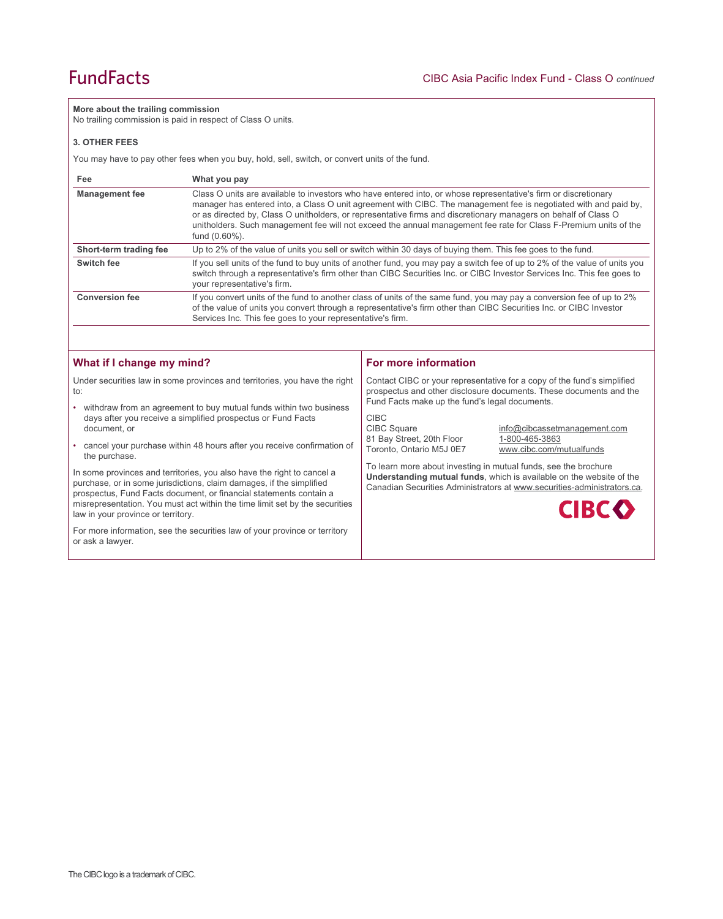**More about the trailing commission**

No trailing commission is paid in respect of Class O units.

**3. OTHER FEES**

You may have to pay other fees when you buy, hold, sell, switch, or convert units of the fund.

| Fee | What you pay |
|---|---|
| **Management fee** | Class O units are available to investors who have entered into, or whose representative's firm or discretionary manager has entered into, a Class O unit agreement with CIBC. The management fee is negotiated with and paid by, or as directed by, Class O unitholders, or representative firms and discretionary managers on behalf of Class O unitholders. Such management fee will not exceed the annual management fee rate for Class F-Premium units of the fund (0.60%). |
| **Short-term trading fee** | Up to 2% of the value of units you sell or switch within 30 days of buying them. This fee goes to the fund. |
| **Switch fee** | If you sell units of the fund to buy units of another fund, you may pay a switch fee of up to 2% of the value of units you switch through a representative's firm other than CIBC Securities Inc. or CIBC Investor Services Inc. This fee goes to your representative's firm. |
| **Conversion fee** | If you convert units of the fund to another class of units of the same fund, you may pay a conversion fee of up to 2% of the value of units you convert through a representative's firm other than CIBC Securities Inc. or CIBC Investor Services Inc. This fee goes to your representative's firm. |

## What if I change my mind?

Under securities law in some provinces and territories, you have the right to:

- withdraw from an agreement to buy mutual funds within two business days after you receive a simplified prospectus or Fund Facts document, or
- cancel your purchase within 48 hours after you receive confirmation of the purchase.

In some provinces and territories, you also have the right to cancel a purchase, or in some jurisdictions, claim damages, if the simplified prospectus, Fund Facts document, or financial statements contain a misrepresentation. You must act within the time limit set by the securities law in your province or territory.

For more information, see the securities law of your province or territory or ask a lawyer.

## For more information

Contact CIBC or your representative for a copy of the fund's simplified prospectus and other disclosure documents. These documents and the Fund Facts make up the fund's legal documents.

CIBC
CIBC Square
81 Bay Street, 20th Floor
Toronto, Ontario M5J 0E7

info@cibcassetmanagement.com
1-800-465-3863
www.cibc.com/mutualfunds

To learn more about investing in mutual funds, see the brochure **Understanding mutual funds**, which is available on the website of the Canadian Securities Administrators at www.securities-administrators.ca.

The CIBC logo is a trademark of CIBC.